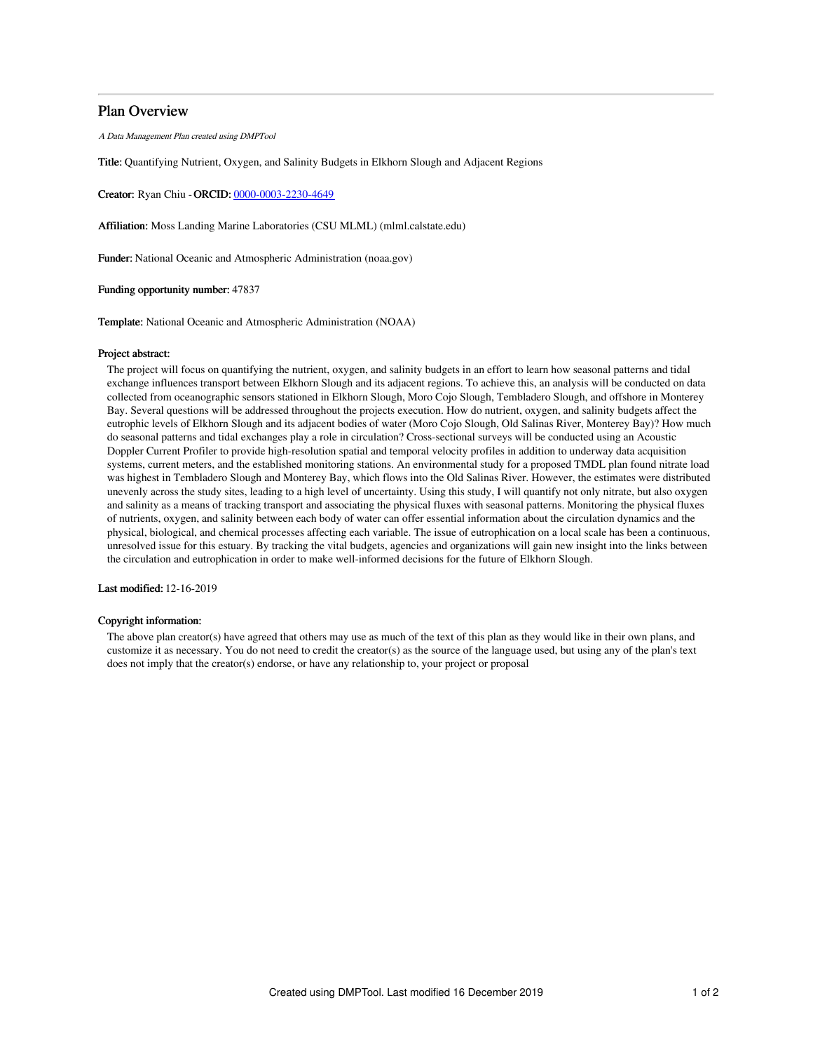# Plan Overview

*A Data Management Plan created using DMPTool*

**Title:** Quantifying Nutrient, Oxygen, and Salinity Budgets in Elkhorn Slough and Adjacent Regions

**Creator:** Ryan Chiu - **ORCID:** 0000-0003-2230-4649

**Affiliation:** Moss Landing Marine Laboratories (CSU MLML) (mlml.calstate.edu)

**Funder:** National Oceanic and Atmospheric Administration (noaa.gov)

**Funding opportunity number:** 47837

**Template:** National Oceanic and Atmospheric Administration (NOAA)

**Project abstract:**

The project will focus on quantifying the nutrient, oxygen, and salinity budgets in an effort to learn how seasonal patterns and tidal exchange influences transport between Elkhorn Slough and its adjacent regions. To achieve this, an analysis will be conducted on data collected from oceanographic sensors stationed in Elkhorn Slough, Moro Cojo Slough, Tembladero Slough, and offshore in Monterey Bay. Several questions will be addressed throughout the projects execution. How do nutrient, oxygen, and salinity budgets affect the eutrophic levels of Elkhorn Slough and its adjacent bodies of water (Moro Cojo Slough, Old Salinas River, Monterey Bay)? How much do seasonal patterns and tidal exchanges play a role in circulation? Cross-sectional surveys will be conducted using an Acoustic Doppler Current Profiler to provide high-resolution spatial and temporal velocity profiles in addition to underway data acquisition systems, current meters, and the established monitoring stations. An environmental study for a proposed TMDL plan found nitrate load was highest in Tembladero Slough and Monterey Bay, which flows into the Old Salinas River. However, the estimates were distributed unevenly across the study sites, leading to a high level of uncertainty. Using this study, I will quantify not only nitrate, but also oxygen and salinity as a means of tracking transport and associating the physical fluxes with seasonal patterns. Monitoring the physical fluxes of nutrients, oxygen, and salinity between each body of water can offer essential information about the circulation dynamics and the physical, biological, and chemical processes affecting each variable. The issue of eutrophication on a local scale has been a continuous, unresolved issue for this estuary. By tracking the vital budgets, agencies and organizations will gain new insight into the links between the circulation and eutrophication in order to make well-informed decisions for the future of Elkhorn Slough.

**Last modified:** 12-16-2019

**Copyright information:**

The above plan creator(s) have agreed that others may use as much of the text of this plan as they would like in their own plans, and customize it as necessary. You do not need to credit the creator(s) as the source of the language used, but using any of the plan's text does not imply that the creator(s) endorse, or have any relationship to, your project or proposal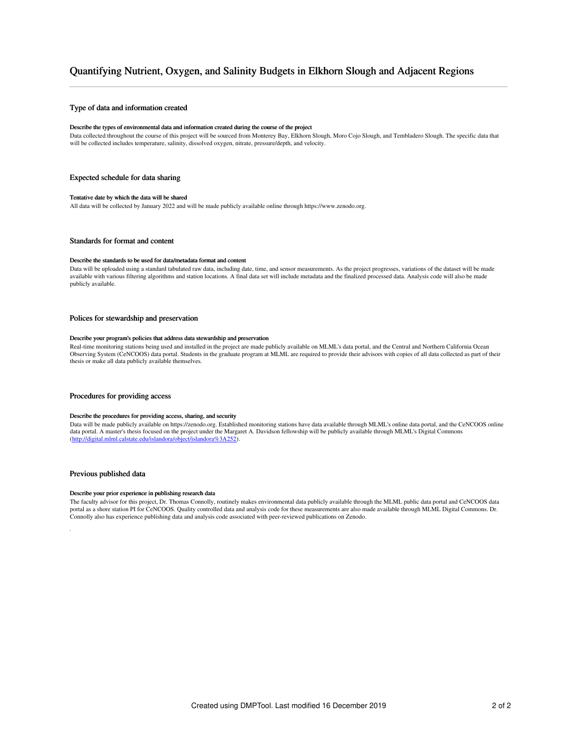# Quantifying Nutrient, Oxygen, and Salinity Budgets in Elkhorn Slough and Adjacent Regions

## Type of data and information created

#### Describe the types of environmental data and information created during the course of the project

Data collected throughout the course of this project will be sourced from Monterey Bay, Elkhorn Slough, Moro Cojo Slough, and Tembladero Slough. The specific data that will be collected includes temperature, salinity, dissolved oxygen, nitrate, pressure/depth, and velocity.

## Expected schedule for data sharing

#### Tentative date by which the data will be shared

All data will be collected by January 2022 and will be made publicly available online through https://www.zenodo.org.

## Standards for format and content

#### Describe the standards to be used for data/metadata format and content

Data will be uploaded using a standard tabulated raw data, including date, time, and sensor measurements. As the project progresses, variations of the dataset will be made available with various filtering algorithms and station locations. A final data set will include metadata and the finalized processed data. Analysis code will also be made publicly available.

## Polices for stewardship and preservation

#### Describe your program's policies that address data stewardship and preservation

Real-time monitoring stations being used and installed in the project are made publicly available on MLML's data portal, and the Central and Northern California Ocean Observing System (CeNCOOS) data portal. Students in the graduate program at MLML are required to provide their advisors with copies of all data collected as part of their thesis or make all data publicly available themselves.

## Procedures for providing access

#### Describe the procedures for providing access, sharing, and security

Data will be made publicly available on https://zenodo.org. Established monitoring stations have data available through MLML's online data portal, and the CeNCOOS online data portal. A master's thesis focused on the project under the Margaret A. Davidson fellowship will be publicly available through MLML's Digital Commons (http://digital.mlml.calstate.edu/islandora/object/islandora%3A252).

## Previous published data

#### Describe your prior experience in publishing research data

The faculty advisor for this project, Dr. Thomas Connolly, routinely makes environmental data publicly available through the MLML public data portal and CeNCOOS data portal as a shore station PI for CeNCOOS. Quality controlled data and analysis code for these measurements are also made available through MLML Digital Commons. Dr. Connolly also has experience publishing data and analysis code associated with peer-reviewed publications on Zenodo.